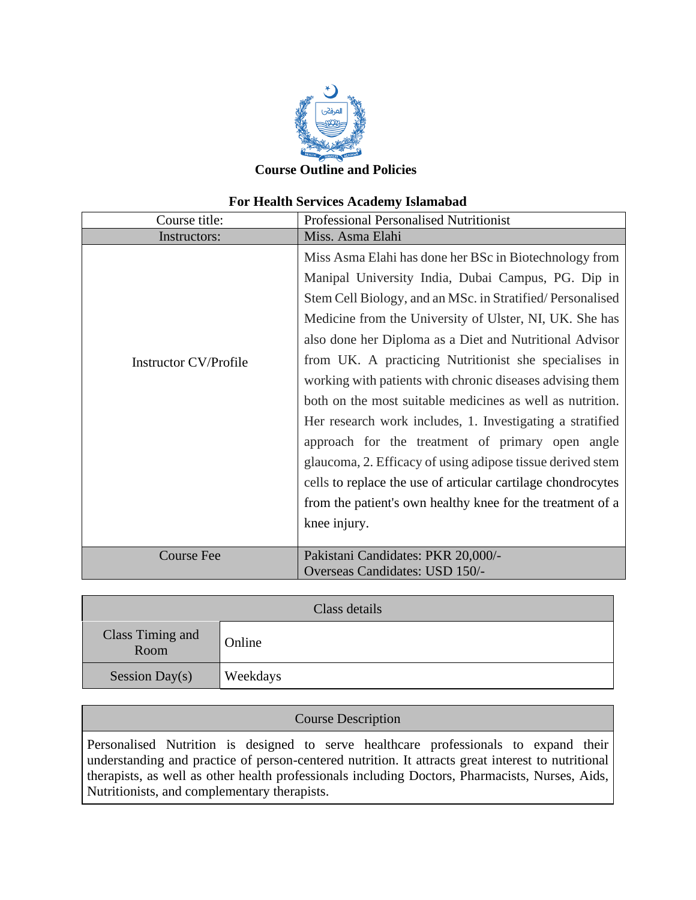# Course Outline and Policies

## For Health Services Academy Islamabad

| Course title: | Professional Personalised Nutritionist |
|---|---|
| Instructors: | Miss. Asma Elahi |
| Instructor CV/Profile | Miss Asma Elahi has done her BSc in Biotechnology from Manipal University India, Dubai Campus, PG. Dip in Stem Cell Biology, and an MSc. in Stratified/ Personalised Medicine from the University of Ulster, NI, UK. She has also done her Diploma as a Diet and Nutritional Advisor from UK. A practicing Nutritionist she specialises in working with patients with chronic diseases advising them both on the most suitable medicines as well as nutrition. Her research work includes, 1. Investigating a stratified approach for the treatment of primary open angle glaucoma, 2. Efficacy of using adipose tissue derived stem cells to replace the use of articular cartilage chondrocytes from the patient's own healthy knee for the treatment of a knee injury. |
| Course Fee | Pakistani Candidates: PKR 20,000/-<br>Overseas Candidates: USD 150/- |

| Class details | |
|---|---|
| Class Timing and Room | Online |
| Session Day(s) | Weekdays |

| Course Description |
|---|
| Personalised Nutrition is designed to serve healthcare professionals to expand their understanding and practice of person-centered nutrition. It attracts great interest to nutritional therapists, as well as other health professionals including Doctors, Pharmacists, Nurses, Aids, Nutritionists, and complementary therapists. |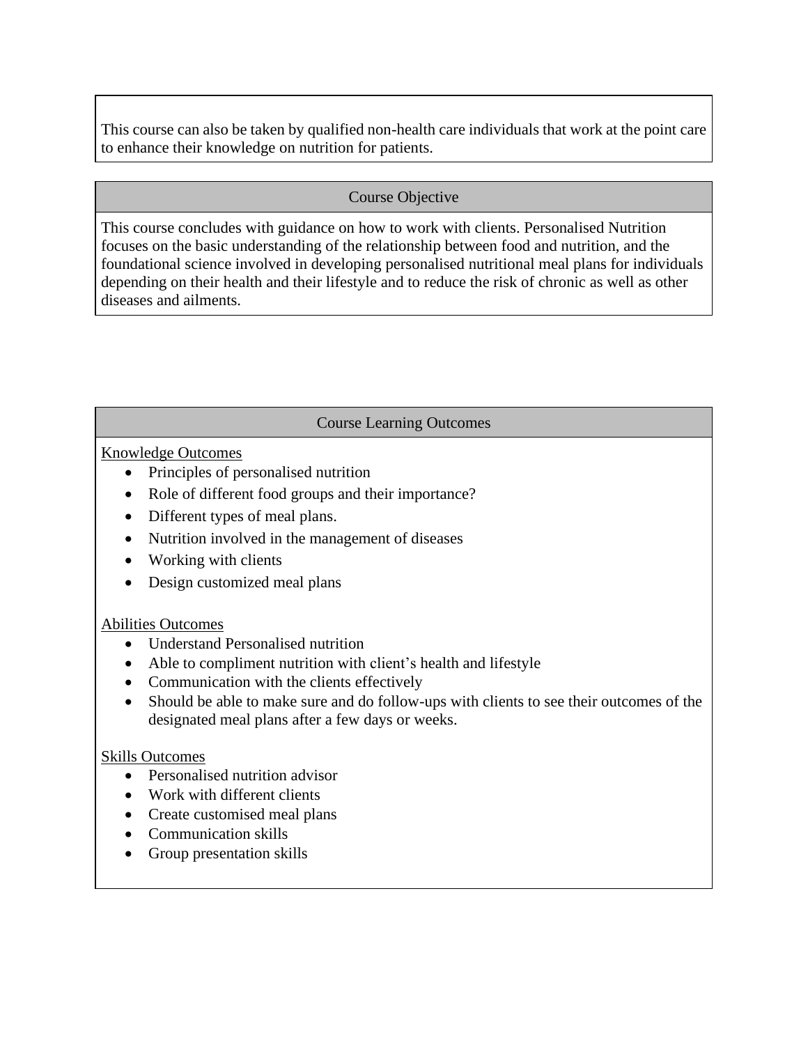This course can also be taken by qualified non-health care individuals that work at the point care to enhance their knowledge on nutrition for patients.

## Course Objective

This course concludes with guidance on how to work with clients. Personalised Nutrition focuses on the basic understanding of the relationship between food and nutrition, and the foundational science involved in developing personalised nutritional meal plans for individuals depending on their health and their lifestyle and to reduce the risk of chronic as well as other diseases and ailments.

## Course Learning Outcomes

<u>Knowledge Outcomes</u>

- Principles of personalised nutrition
- Role of different food groups and their importance?
- Different types of meal plans.
- Nutrition involved in the management of diseases
- Working with clients
- Design customized meal plans

<u>Abilities Outcomes</u>

- Understand Personalised nutrition
- Able to compliment nutrition with client's health and lifestyle
- Communication with the clients effectively
- Should be able to make sure and do follow-ups with clients to see their outcomes of the designated meal plans after a few days or weeks.

<u>Skills Outcomes</u>

- Personalised nutrition advisor
- Work with different clients
- Create customised meal plans
- Communication skills
- Group presentation skills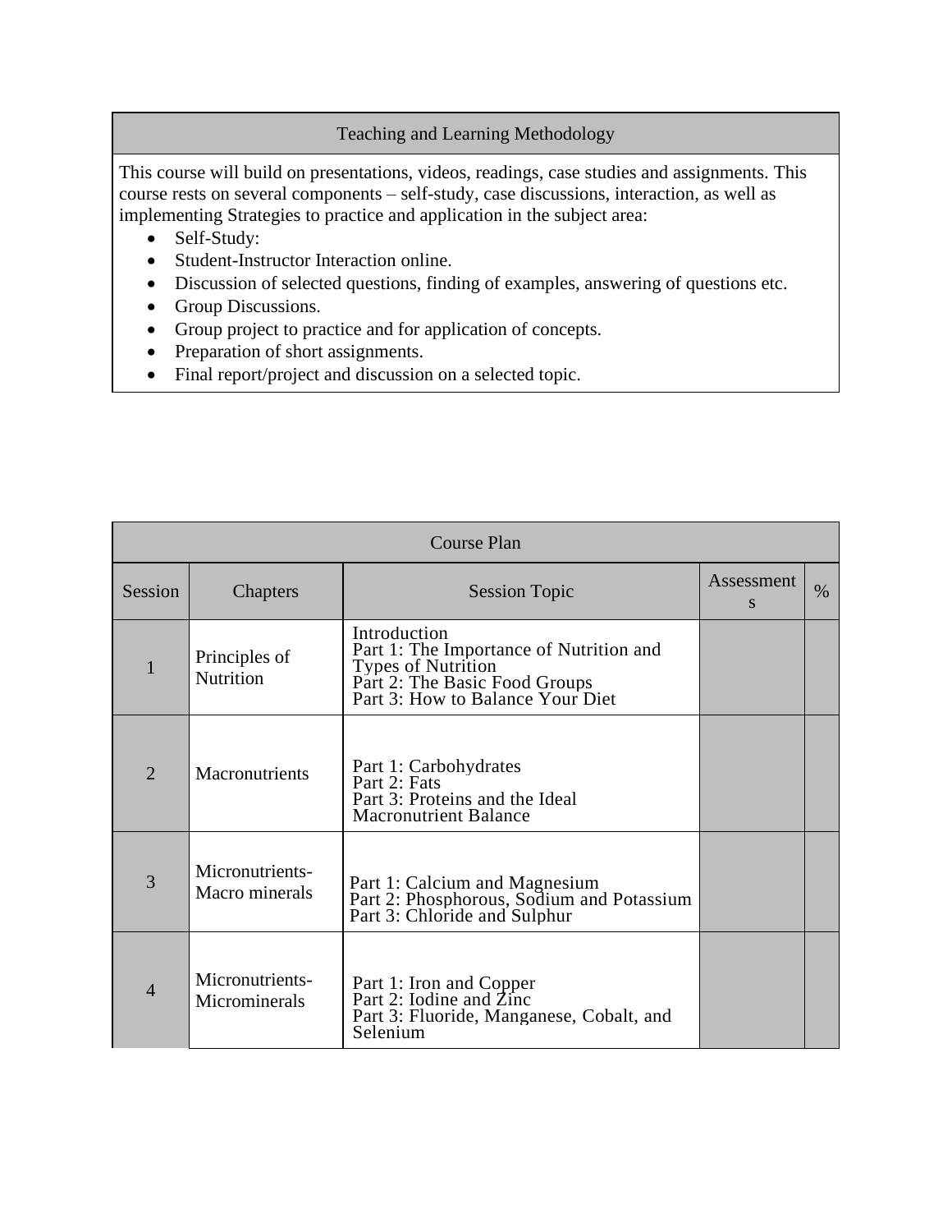## Teaching and Learning Methodology

This course will build on presentations, videos, readings, case studies and assignments. This course rests on several components – self-study, case discussions, interaction, as well as implementing Strategies to practice and application in the subject area:

- Self-Study:
- Student-Instructor Interaction online.
- Discussion of selected questions, finding of examples, answering of questions etc.
- Group Discussions.
- Group project to practice and for application of concepts.
- Preparation of short assignments.
- Final report/project and discussion on a selected topic.

## Course Plan

| Session | Chapters | Session Topic | Assessments | % |
|---|---|---|---|---|
| 1 | Principles of Nutrition | Introduction<br>Part 1: The Importance of Nutrition and Types of Nutrition<br>Part 2: The Basic Food Groups<br>Part 3: How to Balance Your Diet | | |
| 2 | Macronutrients | Part 1: Carbohydrates<br>Part 2: Fats<br>Part 3: Proteins and the Ideal Macronutrient Balance | | |
| 3 | Micronutrients-Macro minerals | Part 1: Calcium and Magnesium<br>Part 2: Phosphorous, Sodium and Potassium<br>Part 3: Chloride and Sulphur | | |
| 4 | Micronutrients-Microminerals | Part 1: Iron and Copper<br>Part 2: Iodine and Zinc<br>Part 3: Fluoride, Manganese, Cobalt, and Selenium | | |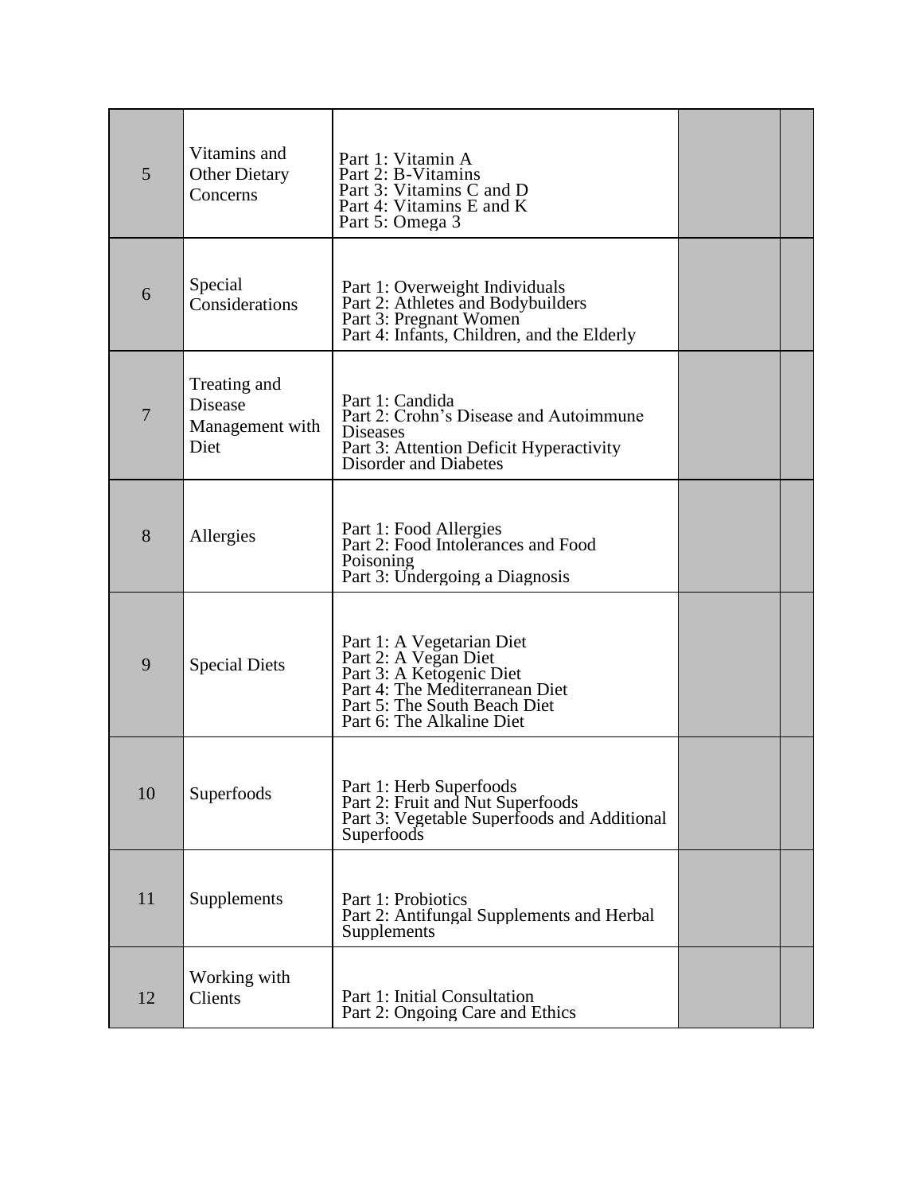| | | | | |
|---|---|---|---|---|
| 5 | Vitamins and Other Dietary Concerns | Part 1: Vitamin A<br>Part 2: B-Vitamins<br>Part 3: Vitamins C and D<br>Part 4: Vitamins E and K<br>Part 5: Omega 3 | | |
| 6 | Special Considerations | Part 1: Overweight Individuals<br>Part 2: Athletes and Bodybuilders<br>Part 3: Pregnant Women<br>Part 4: Infants, Children, and the Elderly | | |
| 7 | Treating and Disease Management with Diet | Part 1: Candida<br>Part 2: Crohn's Disease and Autoimmune Diseases<br>Part 3: Attention Deficit Hyperactivity Disorder and Diabetes | | |
| 8 | Allergies | Part 1: Food Allergies<br>Part 2: Food Intolerances and Food Poisoning<br>Part 3: Undergoing a Diagnosis | | |
| 9 | Special Diets | Part 1: A Vegetarian Diet<br>Part 2: A Vegan Diet<br>Part 3: A Ketogenic Diet<br>Part 4: The Mediterranean Diet<br>Part 5: The South Beach Diet<br>Part 6: The Alkaline Diet | | |
| 10 | Superfoods | Part 1: Herb Superfoods<br>Part 2: Fruit and Nut Superfoods<br>Part 3: Vegetable Superfoods and Additional Superfoods | | |
| 11 | Supplements | Part 1: Probiotics<br>Part 2: Antifungal Supplements and Herbal Supplements | | |
| 12 | Working with Clients | Part 1: Initial Consultation<br>Part 2: Ongoing Care and Ethics | | |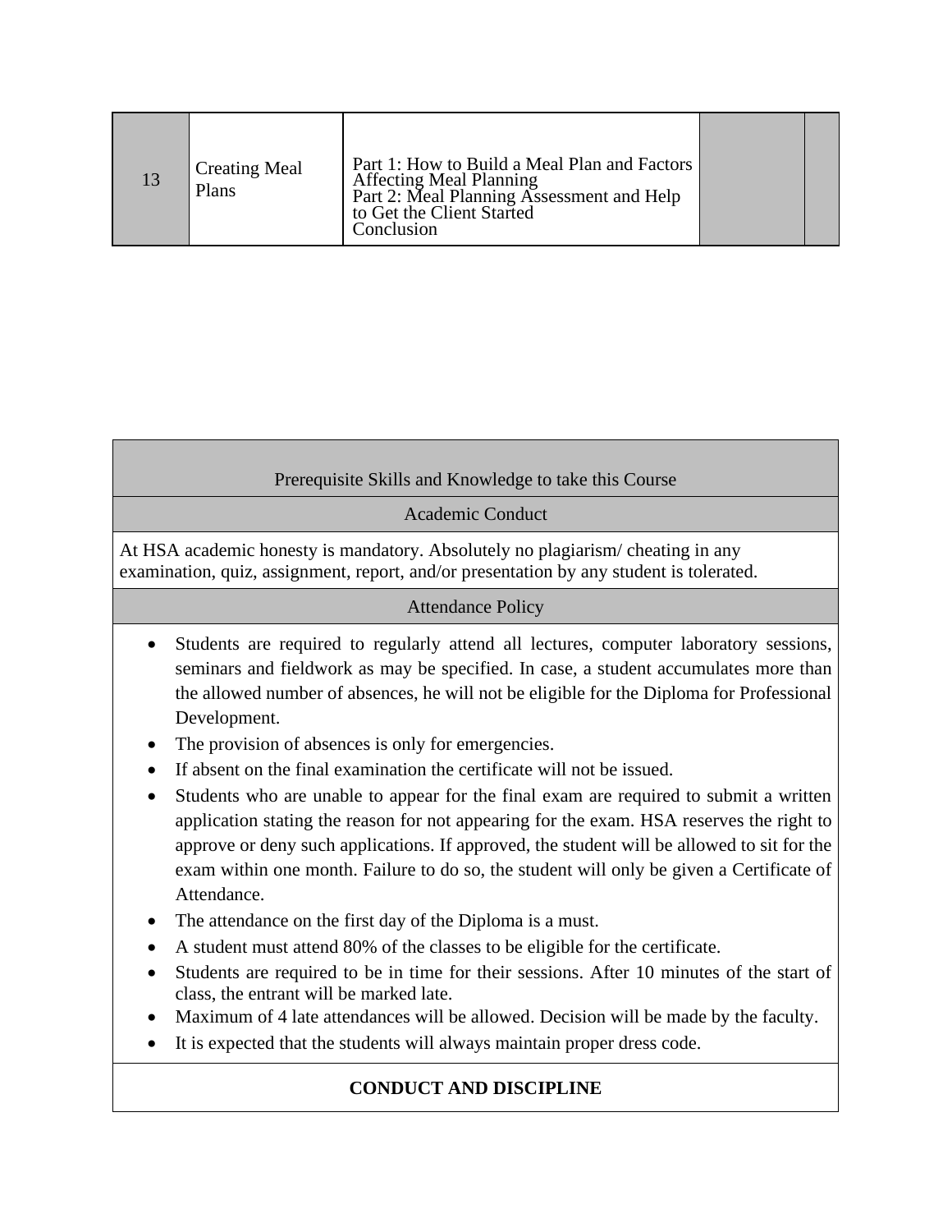| 13 | Creating Meal Plans | Part 1: How to Build a Meal Plan and Factors Affecting Meal Planning<br>Part 2: Meal Planning Assessment and Help to Get the Client Started<br>Conclusion | | |
|---|---|---|---|---|

| Prerequisite Skills and Knowledge to take this Course |
|---|
| Academic Conduct |
| At HSA academic honesty is mandatory. Absolutely no plagiarism/ cheating in any examination, quiz, assignment, report, and/or presentation by any student is tolerated. |
| Attendance Policy |
| • Students are required to regularly attend all lectures, computer laboratory sessions, seminars and fieldwork as may be specified. In case, a student accumulates more than the allowed number of absences, he will not be eligible for the Diploma for Professional Development.<br>• The provision of absences is only for emergencies.<br>• If absent on the final examination the certificate will not be issued.<br>• Students who are unable to appear for the final exam are required to submit a written application stating the reason for not appearing for the exam. HSA reserves the right to approve or deny such applications. If approved, the student will be allowed to sit for the exam within one month. Failure to do so, the student will only be given a Certificate of Attendance.<br>• The attendance on the first day of the Diploma is a must.<br>• A student must attend 80% of the classes to be eligible for the certificate.<br>• Students are required to be in time for their sessions. After 10 minutes of the start of class, the entrant will be marked late.<br>• Maximum of 4 late attendances will be allowed. Decision will be made by the faculty.<br>• It is expected that the students will always maintain proper dress code. |
| **CONDUCT AND DISCIPLINE** |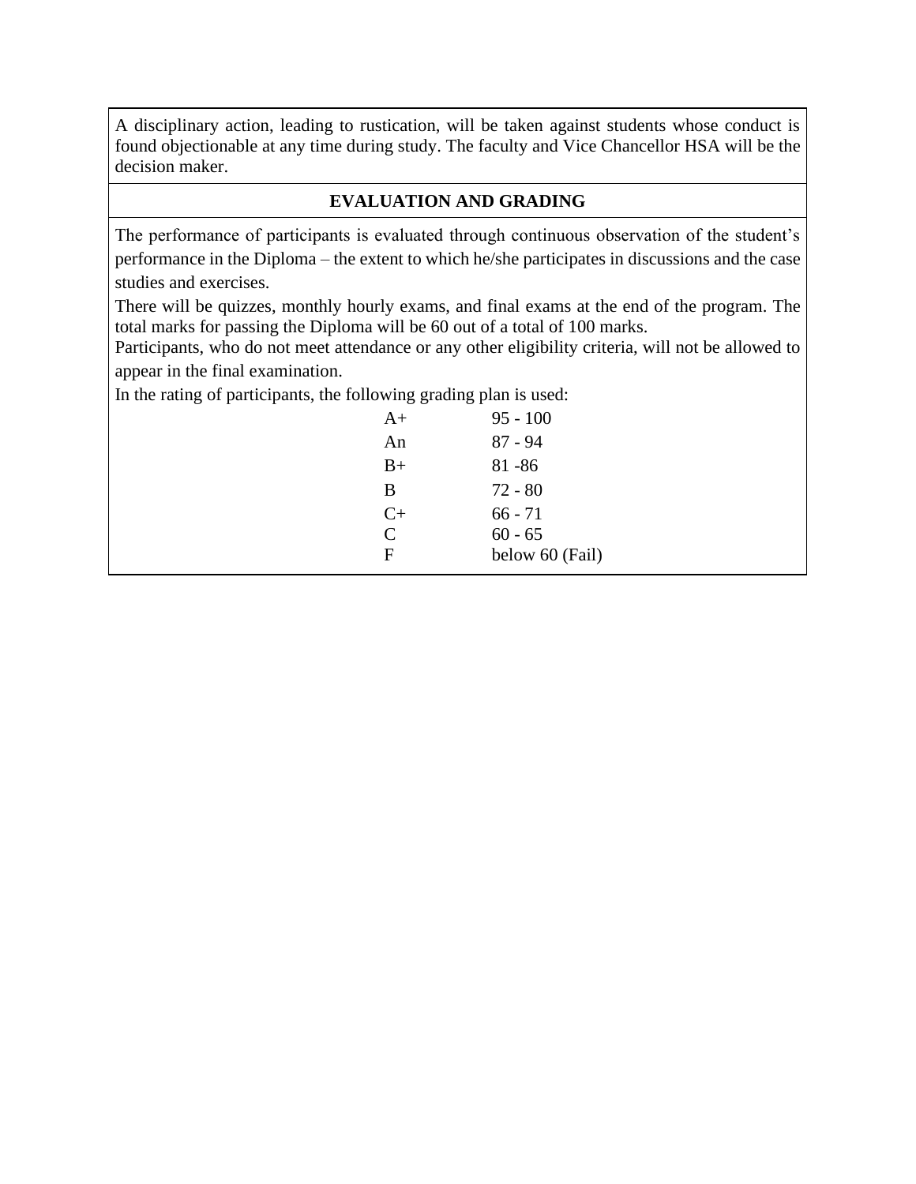A disciplinary action, leading to rustication, will be taken against students whose conduct is found objectionable at any time during study. The faculty and Vice Chancellor HSA will be the decision maker.

**EVALUATION AND GRADING**

The performance of participants is evaluated through continuous observation of the student's performance in the Diploma – the extent to which he/she participates in discussions and the case studies and exercises.

There will be quizzes, monthly hourly exams, and final exams at the end of the program. The total marks for passing the Diploma will be 60 out of a total of 100 marks.

Participants, who do not meet attendance or any other eligibility criteria, will not be allowed to appear in the final examination.

In the rating of participants, the following grading plan is used:

| | |
|---|---|
| A+ | 95 - 100 |
| An | 87 - 94 |
| B+ | 81 -86 |
| B | 72 - 80 |
| C+ | 66 - 71 |
| C | 60 - 65 |
| F | below 60 (Fail) |